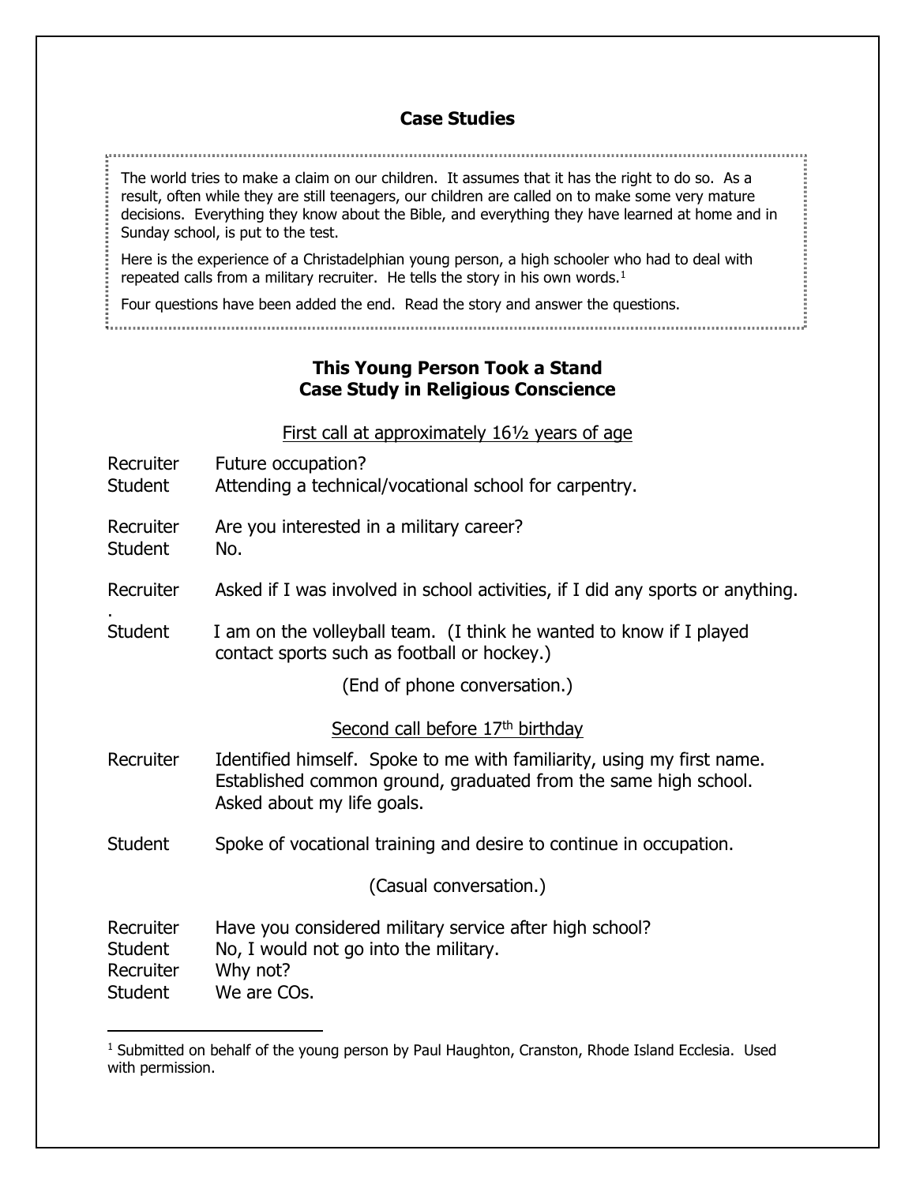## Case Studies

> The world tries to make a claim on our children. It assumes that it has the right to do so. As a result, often while they are still teenagers, our children are called on to make some very mature decisions. Everything they know about the Bible, and everything they have learned at home and in Sunday school, is put to the test.
>
> Here is the experience of a Christadelphian young person, a high schooler who had to deal with repeated calls from a military recruiter. He tells the story in his own words.[1]
>
> Four questions have been added the end. Read the story and answer the questions.

### This Young Person Took a Stand
### Case Study in Religious Conscience

<u>First call at approximately 16½ years of age</u>

| | |
|---|---|
| Recruiter | Future occupation? |
| Student | Attending a technical/vocational school for carpentry. |
| Recruiter | Are you interested in a military career? |
| Student | No. |
| Recruiter. | Asked if I was involved in school activities, if I did any sports or anything. |
| Student | I am on the volleyball team. (I think he wanted to know if I played contact sports such as football or hockey.) |

(End of phone conversation.)

<u>Second call before 17th birthday</u>

| | |
|---|---|
| Recruiter | Identified himself. Spoke to me with familiarity, using my first name. Established common ground, graduated from the same high school. Asked about my life goals. |
| Student | Spoke of vocational training and desire to continue in occupation. |

(Casual conversation.)

| | |
|---|---|
| Recruiter | Have you considered military service after high school? |
| Student | No, I would not go into the military. |
| Recruiter | Why not? |
| Student | We are COs. |

---

[1] Submitted on behalf of the young person by Paul Haughton, Cranston, Rhode Island Ecclesia. Used with permission.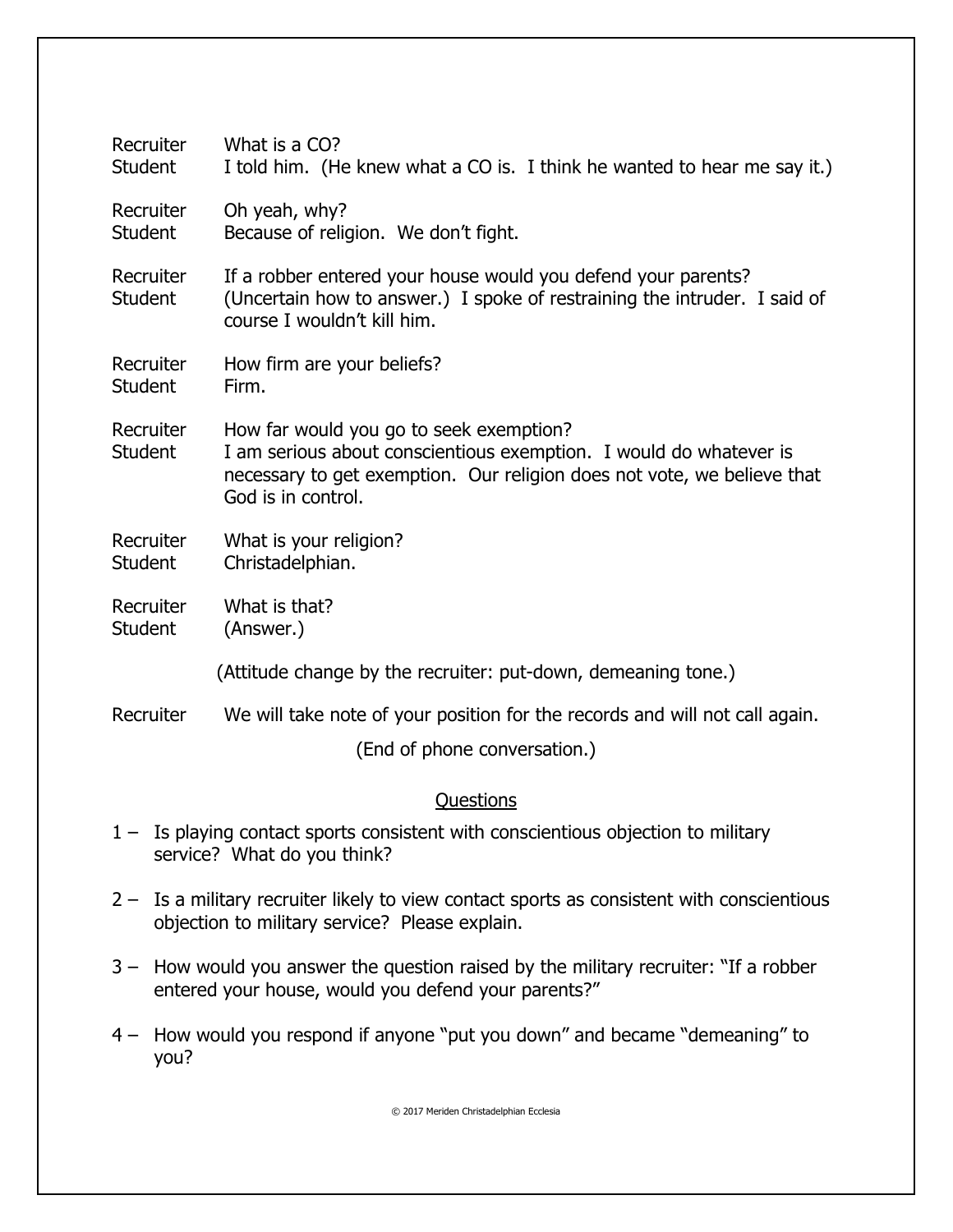| | |
|---|---|
| Recruiter | What is a CO? |
| Student | I told him. (He knew what a CO is. I think he wanted to hear me say it.) |
| Recruiter | Oh yeah, why? |
| Student | Because of religion. We don't fight. |
| Recruiter | If a robber entered your house would you defend your parents? |
| Student | (Uncertain how to answer.) I spoke of restraining the intruder. I said of course I wouldn't kill him. |
| Recruiter | How firm are your beliefs? |
| Student | Firm. |
| Recruiter | How far would you go to seek exemption? |
| Student | I am serious about conscientious exemption. I would do whatever is necessary to get exemption. Our religion does not vote, we believe that God is in control. |
| Recruiter | What is your religion? |
| Student | Christadelphian. |
| Recruiter | What is that? |
| Student | (Answer.) |

(Attitude change by the recruiter: put-down, demeaning tone.)

| | |
|---|---|
| Recruiter | We will take note of your position for the records and will not call again. |

(End of phone conversation.)

## Questions

1 – Is playing contact sports consistent with conscientious objection to military service? What do you think?

2 – Is a military recruiter likely to view contact sports as consistent with conscientious objection to military service? Please explain.

3 – How would you answer the question raised by the military recruiter: "If a robber entered your house, would you defend your parents?"

4 – How would you respond if anyone "put you down" and became "demeaning" to you?

© 2017 Meriden Christadelphian Ecclesia